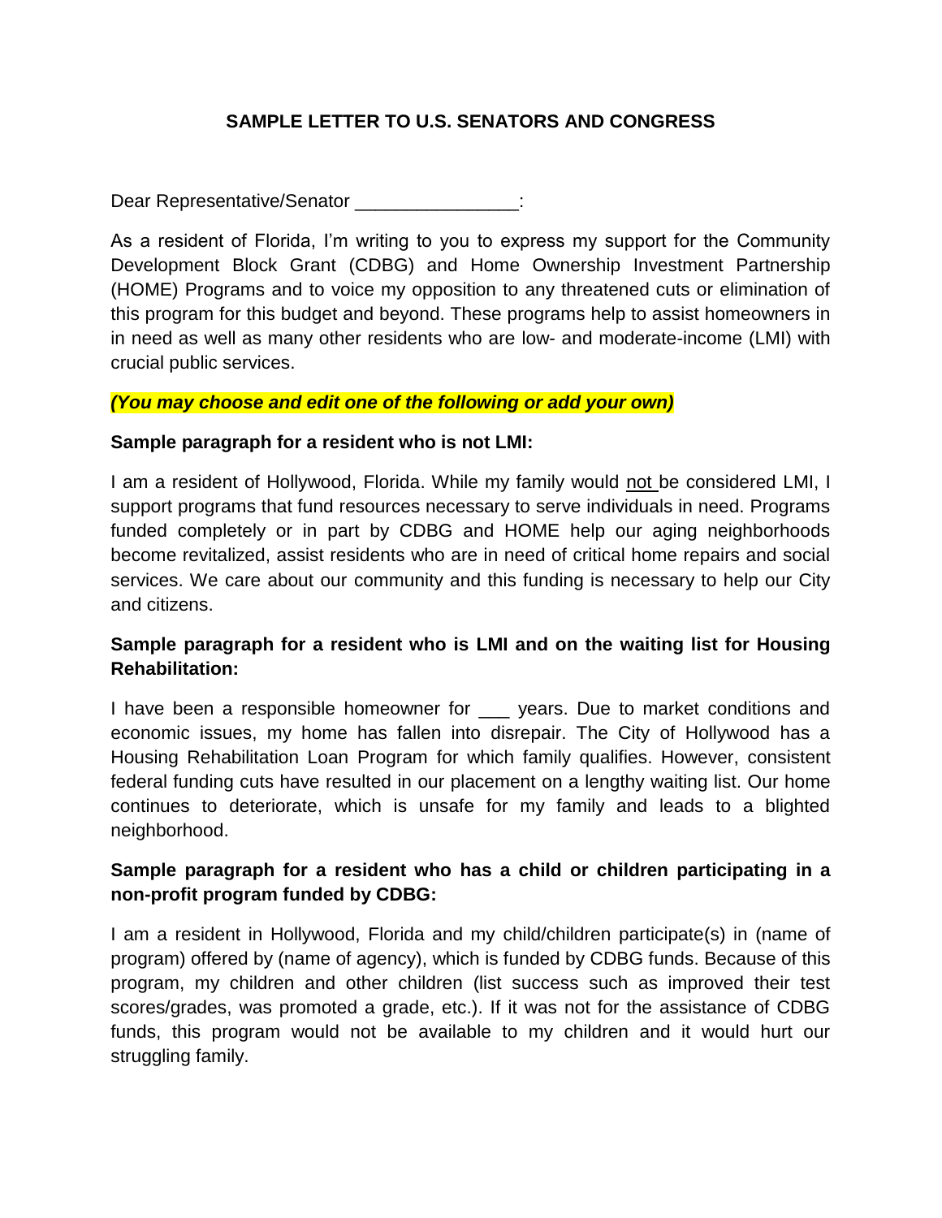# SAMPLE LETTER TO U.S. SENATORS AND CONGRESS

Dear Representative/Senator ________________:

As a resident of Florida, I'm writing to you to express my support for the Community Development Block Grant (CDBG) and Home Ownership Investment Partnership (HOME) Programs and to voice my opposition to any threatened cuts or elimination of this program for this budget and beyond. These programs help to assist homeowners in in need as well as many other residents who are low- and moderate-income (LMI) with crucial public services.

***(You may choose and edit one of the following or add your own)***

**Sample paragraph for a resident who is not LMI:**

I am a resident of Hollywood, Florida. While my family would <u>not</u> be considered LMI, I support programs that fund resources necessary to serve individuals in need. Programs funded completely or in part by CDBG and HOME help our aging neighborhoods become revitalized, assist residents who are in need of critical home repairs and social services. We care about our community and this funding is necessary to help our City and citizens.

**Sample paragraph for a resident who is LMI and on the waiting list for Housing Rehabilitation:**

I have been a responsible homeowner for ___ years. Due to market conditions and economic issues, my home has fallen into disrepair. The City of Hollywood has a Housing Rehabilitation Loan Program for which family qualifies. However, consistent federal funding cuts have resulted in our placement on a lengthy waiting list. Our home continues to deteriorate, which is unsafe for my family and leads to a blighted neighborhood.

**Sample paragraph for a resident who has a child or children participating in a non-profit program funded by CDBG:**

I am a resident in Hollywood, Florida and my child/children participate(s) in (name of program) offered by (name of agency), which is funded by CDBG funds. Because of this program, my children and other children (list success such as improved their test scores/grades, was promoted a grade, etc.). If it was not for the assistance of CDBG funds, this program would not be available to my children and it would hurt our struggling family.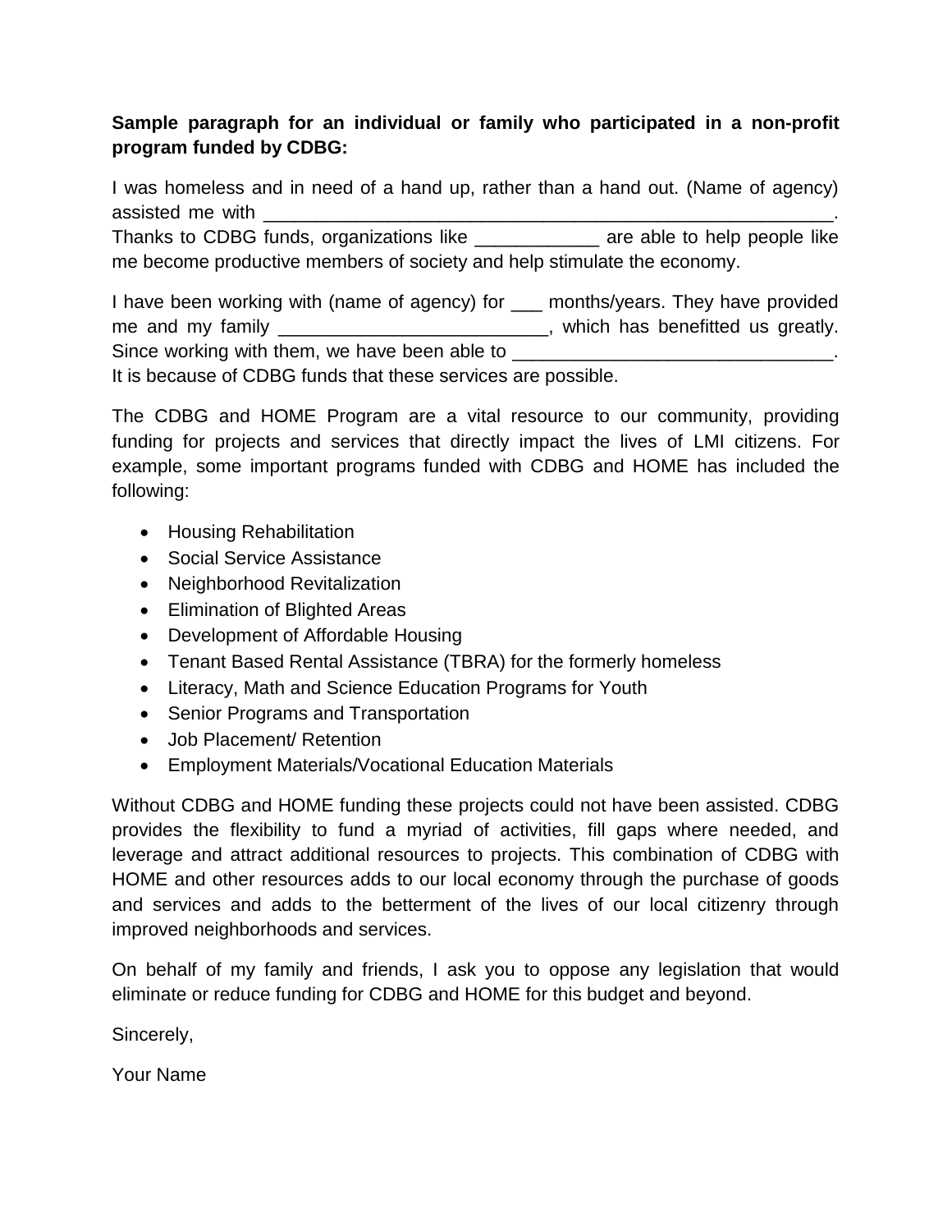**Sample paragraph for an individual or family who participated in a non-profit program funded by CDBG:**

I was homeless and in need of a hand up, rather than a hand out. (Name of agency) assisted me with ___________________________________________________________. Thanks to CDBG funds, organizations like ____________ are able to help people like me become productive members of society and help stimulate the economy.

I have been working with (name of agency) for ___ months/years. They have provided me and my family __________________________, which has benefitted us greatly. Since working with them, we have been able to _______________________________. It is because of CDBG funds that these services are possible.

The CDBG and HOME Program are a vital resource to our community, providing funding for projects and services that directly impact the lives of LMI citizens. For example, some important programs funded with CDBG and HOME has included the following:

- Housing Rehabilitation
- Social Service Assistance
- Neighborhood Revitalization
- Elimination of Blighted Areas
- Development of Affordable Housing
- Tenant Based Rental Assistance (TBRA) for the formerly homeless
- Literacy, Math and Science Education Programs for Youth
- Senior Programs and Transportation
- Job Placement/ Retention
- Employment Materials/Vocational Education Materials

Without CDBG and HOME funding these projects could not have been assisted. CDBG provides the flexibility to fund a myriad of activities, fill gaps where needed, and leverage and attract additional resources to projects. This combination of CDBG with HOME and other resources adds to our local economy through the purchase of goods and services and adds to the betterment of the lives of our local citizenry through improved neighborhoods and services.

On behalf of my family and friends, I ask you to oppose any legislation that would eliminate or reduce funding for CDBG and HOME for this budget and beyond.

Sincerely,

Your Name